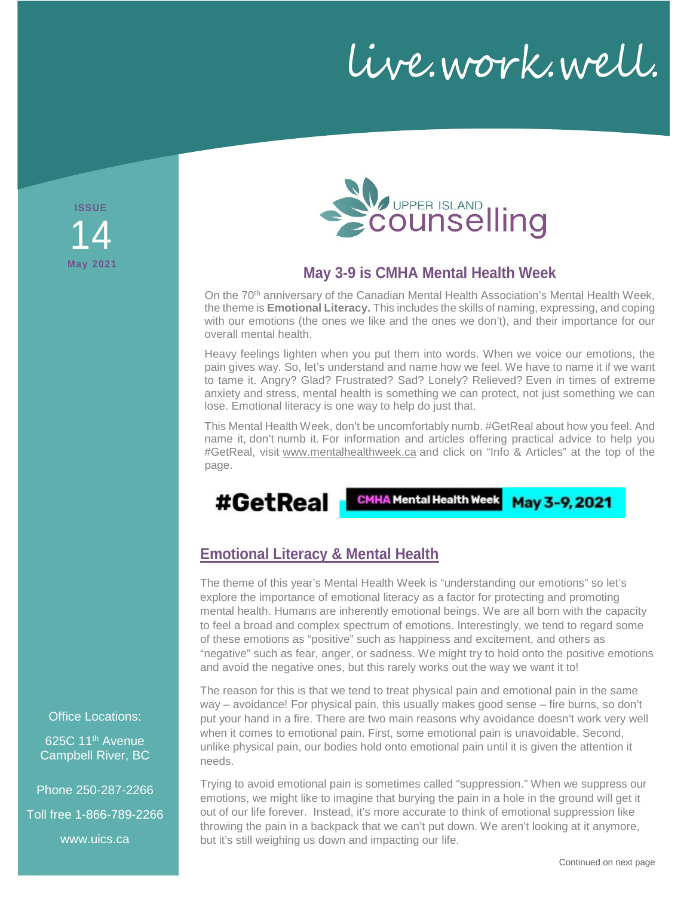# live.work.well.

**ISSUE**
14
**May 2021**

UPPER ISLAND counselling

## May 3-9 is CMHA Mental Health Week

On the 70th anniversary of the Canadian Mental Health Association's Mental Health Week, the theme is **Emotional Literacy.** This includes the skills of naming, expressing, and coping with our emotions (the ones we like and the ones we don't), and their importance for our overall mental health.

Heavy feelings lighten when you put them into words. When we voice our emotions, the pain gives way. So, let's understand and name how we feel. We have to name it if we want to tame it. Angry? Glad? Frustrated? Sad? Lonely? Relieved? Even in times of extreme anxiety and stress, mental health is something we can protect, not just something we can lose. Emotional literacy is one way to help do just that.

This Mental Health Week, don't be uncomfortably numb. #GetReal about how you feel. And name it, don't numb it. For information and articles offering practical advice to help you #GetReal, visit www.mentalhealthweek.ca and click on "Info & Articles" at the top of the page.

**#GetReal** CMHA Mental Health Week May 3-9, 2021

## Emotional Literacy & Mental Health

The theme of this year's Mental Health Week is "understanding our emotions" so let's explore the importance of emotional literacy as a factor for protecting and promoting mental health. Humans are inherently emotional beings. We are all born with the capacity to feel a broad and complex spectrum of emotions. Interestingly, we tend to regard some of these emotions as "positive" such as happiness and excitement, and others as "negative" such as fear, anger, or sadness. We might try to hold onto the positive emotions and avoid the negative ones, but this rarely works out the way we want it to!

The reason for this is that we tend to treat physical pain and emotional pain in the same way – avoidance! For physical pain, this usually makes good sense – fire burns, so don't put your hand in a fire. There are two main reasons why avoidance doesn't work very well when it comes to emotional pain. First, some emotional pain is unavoidable. Second, unlike physical pain, our bodies hold onto emotional pain until it is given the attention it needs.

Trying to avoid emotional pain is sometimes called "suppression." When we suppress our emotions, we might like to imagine that burying the pain in a hole in the ground will get it out of our life forever. Instead, it's more accurate to think of emotional suppression like throwing the pain in a backpack that we can't put down. We aren't looking at it anymore, but it's still weighing us down and impacting our life.

Continued on next page

Office Locations:

625C 11th Avenue
Campbell River, BC

Phone 250-287-2266

Toll free 1-866-789-2266

www.uics.ca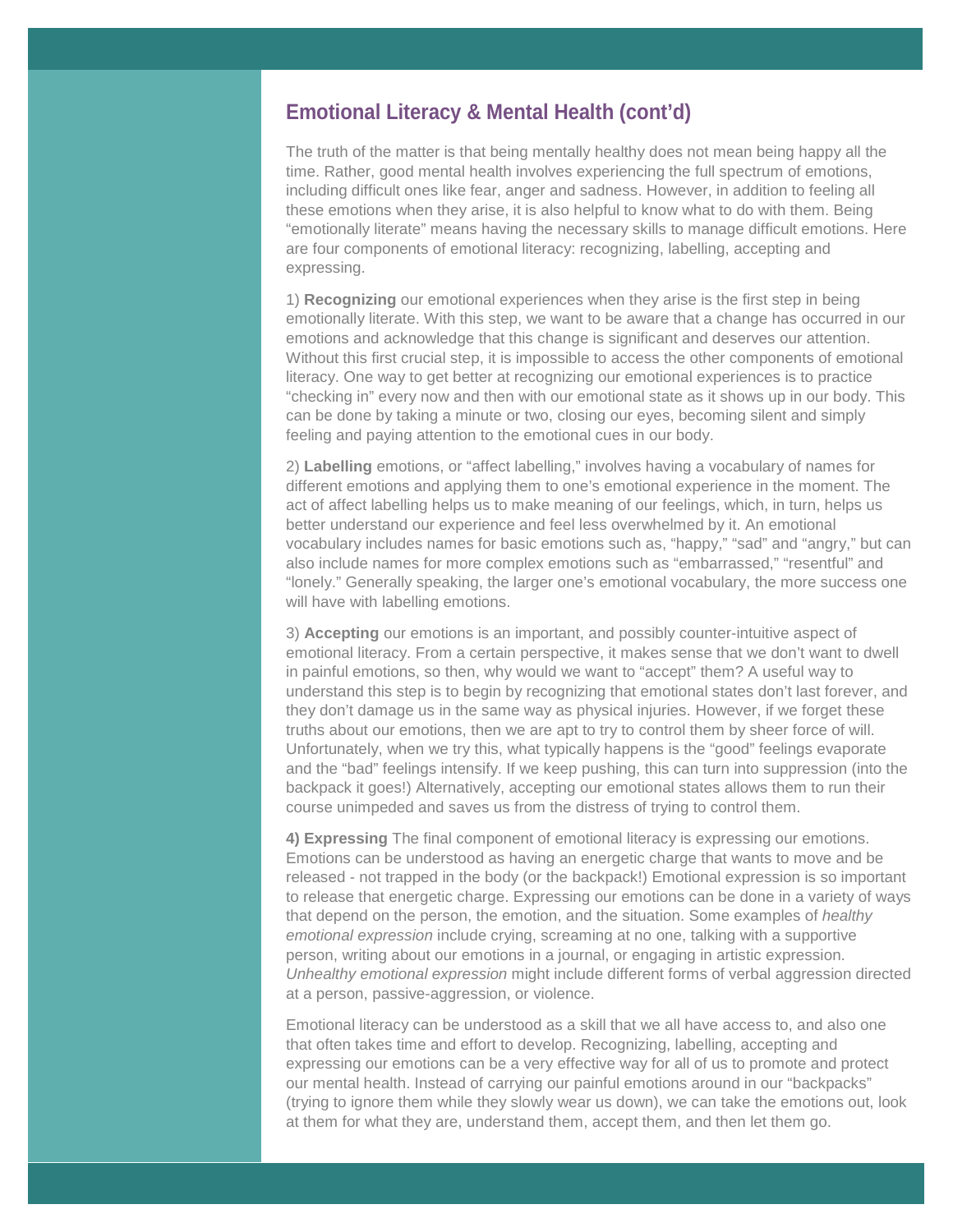## Emotional Literacy & Mental Health (cont'd)

The truth of the matter is that being mentally healthy does not mean being happy all the time. Rather, good mental health involves experiencing the full spectrum of emotions, including difficult ones like fear, anger and sadness. However, in addition to feeling all these emotions when they arise, it is also helpful to know what to do with them. Being "emotionally literate" means having the necessary skills to manage difficult emotions. Here are four components of emotional literacy: recognizing, labelling, accepting and expressing.

1) **Recognizing** our emotional experiences when they arise is the first step in being emotionally literate. With this step, we want to be aware that a change has occurred in our emotions and acknowledge that this change is significant and deserves our attention. Without this first crucial step, it is impossible to access the other components of emotional literacy. One way to get better at recognizing our emotional experiences is to practice "checking in" every now and then with our emotional state as it shows up in our body. This can be done by taking a minute or two, closing our eyes, becoming silent and simply feeling and paying attention to the emotional cues in our body.

2) **Labelling** emotions, or "affect labelling," involves having a vocabulary of names for different emotions and applying them to one's emotional experience in the moment. The act of affect labelling helps us to make meaning of our feelings, which, in turn, helps us better understand our experience and feel less overwhelmed by it. An emotional vocabulary includes names for basic emotions such as, "happy," "sad" and "angry," but can also include names for more complex emotions such as "embarrassed," "resentful" and "lonely." Generally speaking, the larger one's emotional vocabulary, the more success one will have with labelling emotions.

3) **Accepting** our emotions is an important, and possibly counter-intuitive aspect of emotional literacy. From a certain perspective, it makes sense that we don't want to dwell in painful emotions, so then, why would we want to "accept" them? A useful way to understand this step is to begin by recognizing that emotional states don't last forever, and they don't damage us in the same way as physical injuries. However, if we forget these truths about our emotions, then we are apt to try to control them by sheer force of will. Unfortunately, when we try this, what typically happens is the "good" feelings evaporate and the "bad" feelings intensify. If we keep pushing, this can turn into suppression (into the backpack it goes!) Alternatively, accepting our emotional states allows them to run their course unimpeded and saves us from the distress of trying to control them.

**4) Expressing** The final component of emotional literacy is expressing our emotions. Emotions can be understood as having an energetic charge that wants to move and be released - not trapped in the body (or the backpack!) Emotional expression is so important to release that energetic charge. Expressing our emotions can be done in a variety of ways that depend on the person, the emotion, and the situation. Some examples of *healthy emotional expression* include crying, screaming at no one, talking with a supportive person, writing about our emotions in a journal, or engaging in artistic expression. *Unhealthy emotional expression* might include different forms of verbal aggression directed at a person, passive-aggression, or violence.

Emotional literacy can be understood as a skill that we all have access to, and also one that often takes time and effort to develop. Recognizing, labelling, accepting and expressing our emotions can be a very effective way for all of us to promote and protect our mental health. Instead of carrying our painful emotions around in our "backpacks" (trying to ignore them while they slowly wear us down), we can take the emotions out, look at them for what they are, understand them, accept them, and then let them go.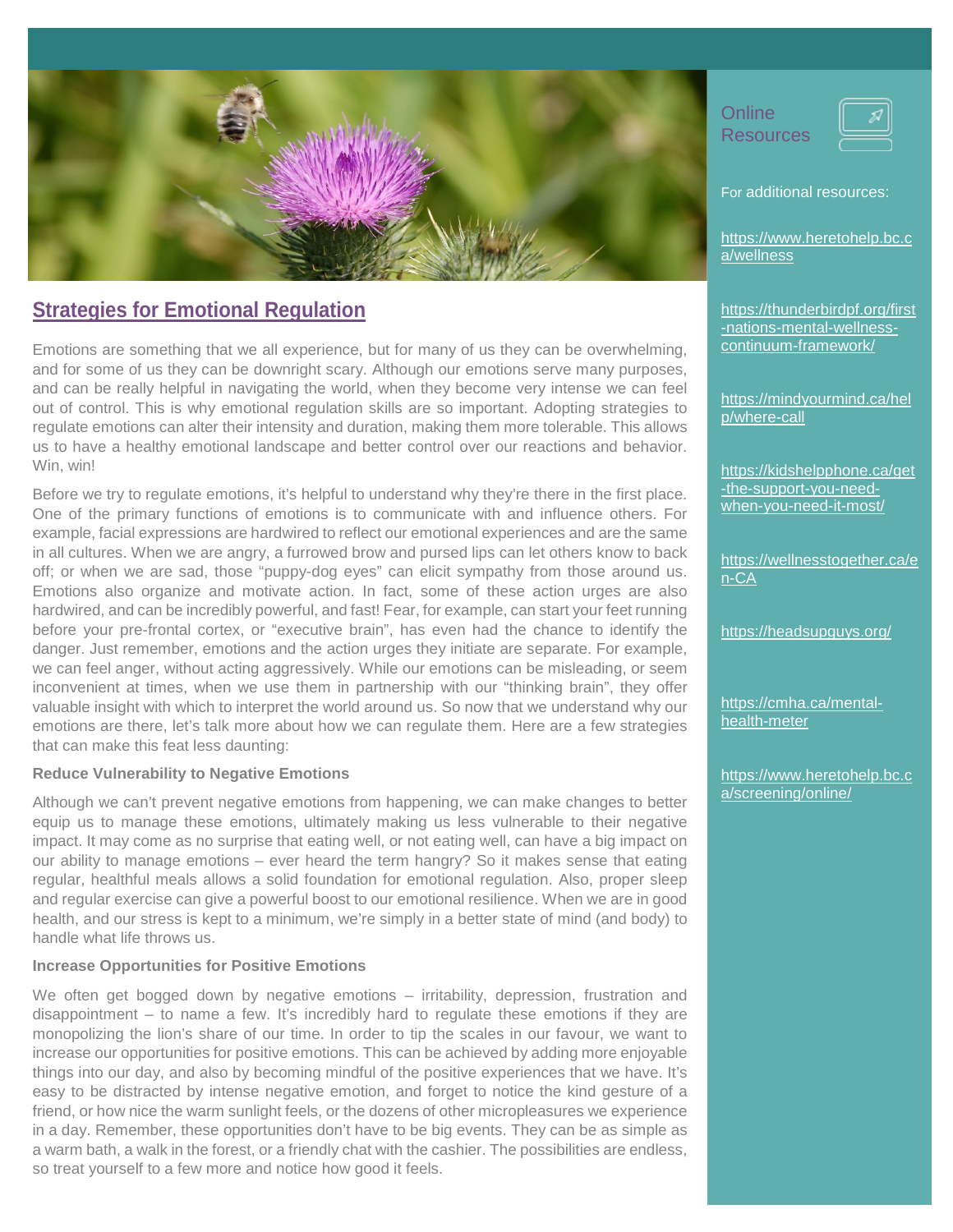## Strategies for Emotional Regulation

Emotions are something that we all experience, but for many of us they can be overwhelming, and for some of us they can be downright scary. Although our emotions serve many purposes, and can be really helpful in navigating the world, when they become very intense we can feel out of control. This is why emotional regulation skills are so important. Adopting strategies to regulate emotions can alter their intensity and duration, making them more tolerable. This allows us to have a healthy emotional landscape and better control over our reactions and behavior. Win, win!

Before we try to regulate emotions, it's helpful to understand why they're there in the first place. One of the primary functions of emotions is to communicate with and influence others. For example, facial expressions are hardwired to reflect our emotional experiences and are the same in all cultures. When we are angry, a furrowed brow and pursed lips can let others know to back off; or when we are sad, those "puppy-dog eyes" can elicit sympathy from those around us. Emotions also organize and motivate action. In fact, some of these action urges are also hardwired, and can be incredibly powerful, and fast! Fear, for example, can start your feet running before your pre-frontal cortex, or "executive brain", has even had the chance to identify the danger. Just remember, emotions and the action urges they initiate are separate. For example, we can feel anger, without acting aggressively. While our emotions can be misleading, or seem inconvenient at times, when we use them in partnership with our "thinking brain", they offer valuable insight with which to interpret the world around us. So now that we understand why our emotions are there, let's talk more about how we can regulate them. Here are a few strategies that can make this feat less daunting:

**Reduce Vulnerability to Negative Emotions**

Although we can't prevent negative emotions from happening, we can make changes to better equip us to manage these emotions, ultimately making us less vulnerable to their negative impact. It may come as no surprise that eating well, or not eating well, can have a big impact on our ability to manage emotions – ever heard the term hangry? So it makes sense that eating regular, healthful meals allows a solid foundation for emotional regulation. Also, proper sleep and regular exercise can give a powerful boost to our emotional resilience. When we are in good health, and our stress is kept to a minimum, we're simply in a better state of mind (and body) to handle what life throws us.

**Increase Opportunities for Positive Emotions**

We often get bogged down by negative emotions – irritability, depression, frustration and disappointment – to name a few. It's incredibly hard to regulate these emotions if they are monopolizing the lion's share of our time. In order to tip the scales in our favour, we want to increase our opportunities for positive emotions. This can be achieved by adding more enjoyable things into our day, and also by becoming mindful of the positive experiences that we have. It's easy to be distracted by intense negative emotion, and forget to notice the kind gesture of a friend, or how nice the warm sunlight feels, or the dozens of other micropleasures we experience in a day. Remember, these opportunities don't have to be big events. They can be as simple as a warm bath, a walk in the forest, or a friendly chat with the cashier. The possibilities are endless, so treat yourself to a few more and notice how good it feels.

### Online Resources

For additional resources:

https://www.heretohelp.bc.ca/wellness

https://thunderbirdpf.org/first-nations-mental-wellness-continuum-framework/

https://mindyourmind.ca/help/where-call

https://kidshelpphone.ca/get-the-support-you-need-when-you-need-it-most/

https://wellnesstogether.ca/en-CA

https://headsupguys.org/

https://cmha.ca/mental-health-meter

https://www.heretohelp.bc.ca/screening/online/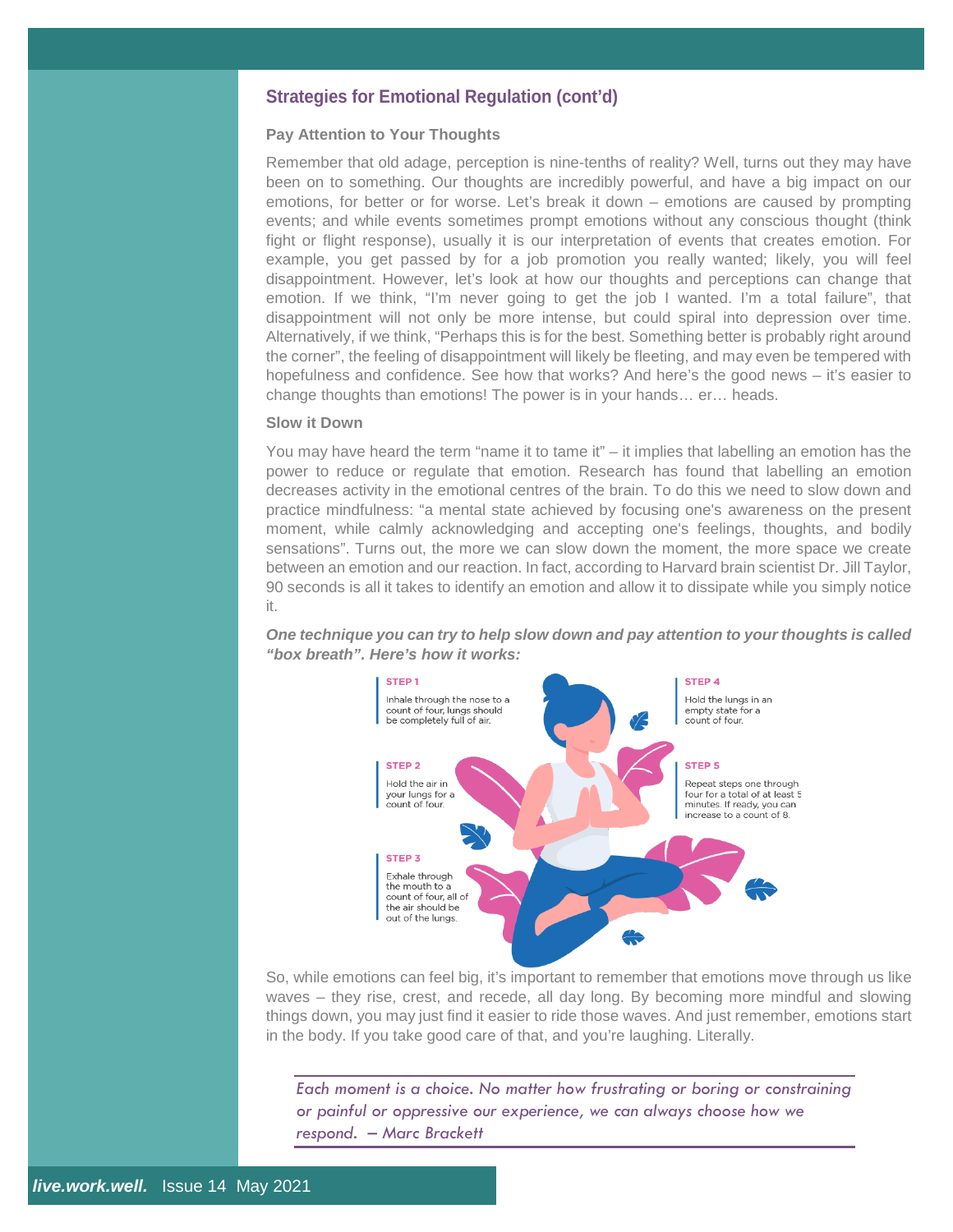## Strategies for Emotional Regulation (cont'd)

### Pay Attention to Your Thoughts

Remember that old adage, perception is nine-tenths of reality? Well, turns out they may have been on to something. Our thoughts are incredibly powerful, and have a big impact on our emotions, for better or for worse. Let's break it down – emotions are caused by prompting events; and while events sometimes prompt emotions without any conscious thought (think fight or flight response), usually it is our interpretation of events that creates emotion. For example, you get passed by for a job promotion you really wanted; likely, you will feel disappointment. However, let's look at how our thoughts and perceptions can change that emotion. If we think, "I'm never going to get the job I wanted. I'm a total failure", that disappointment will not only be more intense, but could spiral into depression over time. Alternatively, if we think, "Perhaps this is for the best. Something better is probably right around the corner", the feeling of disappointment will likely be fleeting, and may even be tempered with hopefulness and confidence. See how that works? And here's the good news – it's easier to change thoughts than emotions! The power is in your hands… er… heads.

### Slow it Down

You may have heard the term "name it to tame it" – it implies that labelling an emotion has the power to reduce or regulate that emotion. Research has found that labelling an emotion decreases activity in the emotional centres of the brain. To do this we need to slow down and practice mindfulness: "a mental state achieved by focusing one's awareness on the present moment, while calmly acknowledging and accepting one's feelings, thoughts, and bodily sensations". Turns out, the more we can slow down the moment, the more space we create between an emotion and our reaction. In fact, according to Harvard brain scientist Dr. Jill Taylor, 90 seconds is all it takes to identify an emotion and allow it to dissipate while you simply notice it.

***One technique you can try to help slow down and pay attention to your thoughts is called "box breath". Here's how it works:***

**STEP 1**
Inhale through the nose to a count of four, lungs should be completely full of air.

**STEP 2**
Hold the air in your lungs for a count of four.

**STEP 3**
Exhale through the mouth to a count of four, all of the air should be out of the lungs.

**STEP 4**
Hold the lungs in an empty state for a count of four.

**STEP 5**
Repeat steps one through four for a total of at least 5 minutes. If ready, you can increase to a count of 8.

So, while emotions can feel big, it's important to remember that emotions move through us like waves – they rise, crest, and recede, all day long. By becoming more mindful and slowing things down, you may just find it easier to ride those waves. And just remember, emotions start in the body. If you take good care of that, and you're laughing. Literally.

*Each moment is a choice. No matter how frustrating or boring or constraining or painful or oppressive our experience, we can always choose how we respond. – Marc Brackett*